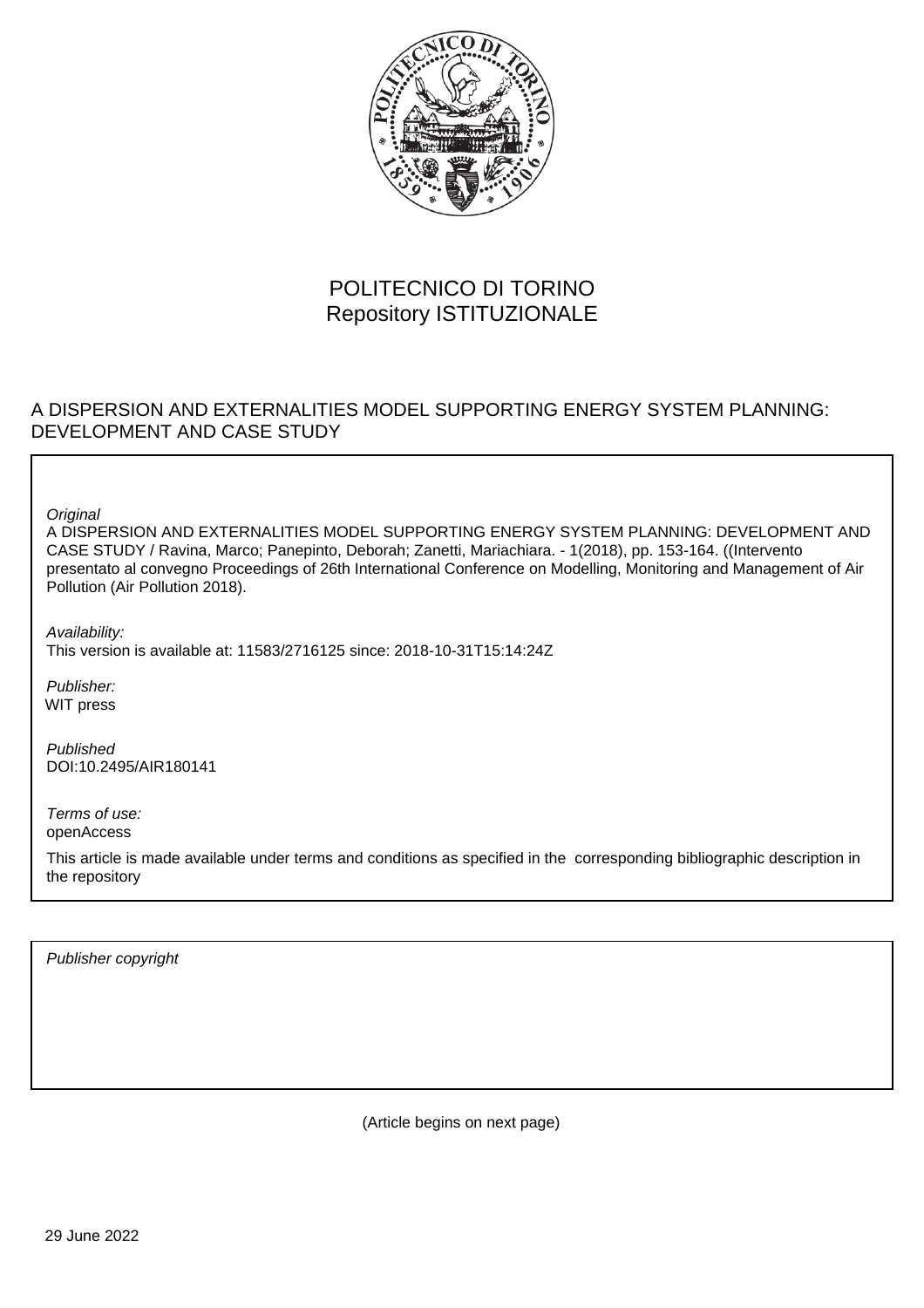POLITECNICO DI TORINO
Repository ISTITUZIONALE

A DISPERSION AND EXTERNALITIES MODEL SUPPORTING ENERGY SYSTEM PLANNING: DEVELOPMENT AND CASE STUDY

*Original*
A DISPERSION AND EXTERNALITIES MODEL SUPPORTING ENERGY SYSTEM PLANNING: DEVELOPMENT AND CASE STUDY / Ravina, Marco; Panepinto, Deborah; Zanetti, Mariachiara. - 1(2018), pp. 153-164. ((Intervento presentato al convegno Proceedings of 26th International Conference on Modelling, Monitoring and Management of Air Pollution (Air Pollution 2018).

*Availability:*
This version is available at: 11583/2716125 since: 2018-10-31T15:14:24Z

*Publisher:*
WIT press

*Published*
DOI:10.2495/AIR180141

*Terms of use:*
openAccess

This article is made available under terms and conditions as specified in the corresponding bibliographic description in the repository

*Publisher copyright*

(Article begins on next page)

29 June 2022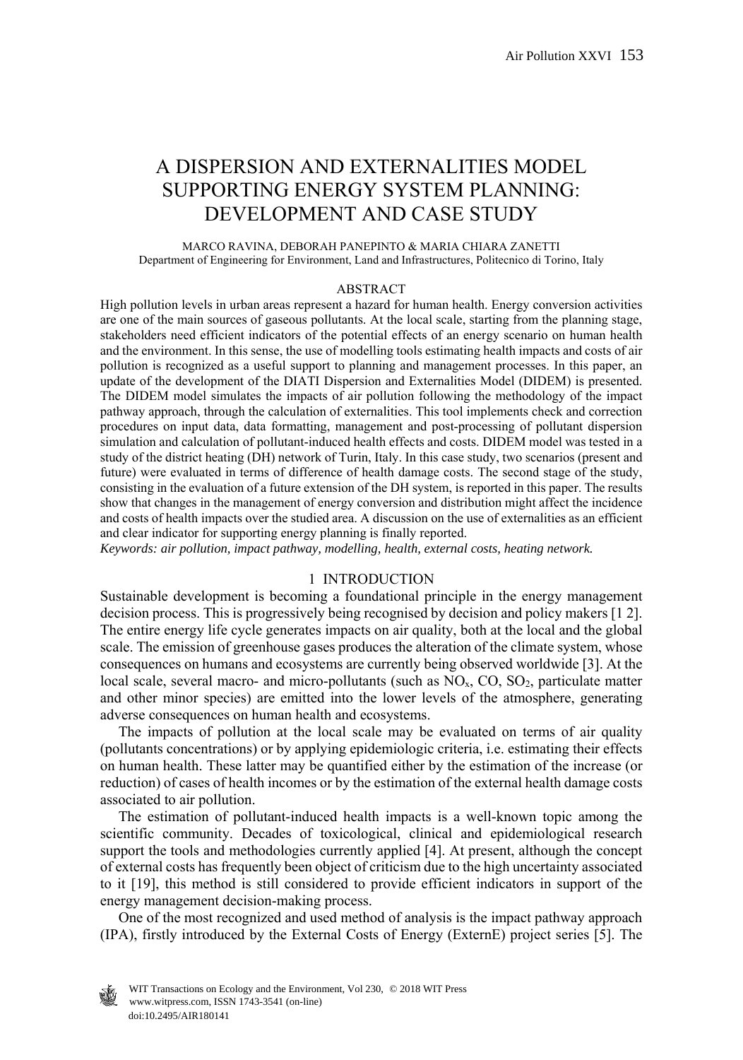# A DISPERSION AND EXTERNALITIES MODEL SUPPORTING ENERGY SYSTEM PLANNING: DEVELOPMENT AND CASE STUDY

MARCO RAVINA, DEBORAH PANEPINTO & MARIA CHIARA ZANETTI
Department of Engineering for Environment, Land and Infrastructures, Politecnico di Torino, Italy

## ABSTRACT

High pollution levels in urban areas represent a hazard for human health. Energy conversion activities are one of the main sources of gaseous pollutants. At the local scale, starting from the planning stage, stakeholders need efficient indicators of the potential effects of an energy scenario on human health and the environment. In this sense, the use of modelling tools estimating health impacts and costs of air pollution is recognized as a useful support to planning and management processes. In this paper, an update of the development of the DIATI Dispersion and Externalities Model (DIDEM) is presented. The DIDEM model simulates the impacts of air pollution following the methodology of the impact pathway approach, through the calculation of externalities. This tool implements check and correction procedures on input data, data formatting, management and post-processing of pollutant dispersion simulation and calculation of pollutant-induced health effects and costs. DIDEM model was tested in a study of the district heating (DH) network of Turin, Italy. In this case study, two scenarios (present and future) were evaluated in terms of difference of health damage costs. The second stage of the study, consisting in the evaluation of a future extension of the DH system, is reported in this paper. The results show that changes in the management of energy conversion and distribution might affect the incidence and costs of health impacts over the studied area. A discussion on the use of externalities as an efficient and clear indicator for supporting energy planning is finally reported.

*Keywords: air pollution, impact pathway, modelling, health, external costs, heating network.*

## 1 INTRODUCTION

Sustainable development is becoming a foundational principle in the energy management decision process. This is progressively being recognised by decision and policy makers [1 2]. The entire energy life cycle generates impacts on air quality, both at the local and the global scale. The emission of greenhouse gases produces the alteration of the climate system, whose consequences on humans and ecosystems are currently being observed worldwide [3]. At the local scale, several macro- and micro-pollutants (such as $NO_x$, CO, $SO_2$, particulate matter and other minor species) are emitted into the lower levels of the atmosphere, generating adverse consequences on human health and ecosystems.

The impacts of pollution at the local scale may be evaluated on terms of air quality (pollutants concentrations) or by applying epidemiologic criteria, i.e. estimating their effects on human health. These latter may be quantified either by the estimation of the increase (or reduction) of cases of health incomes or by the estimation of the external health damage costs associated to air pollution.

The estimation of pollutant-induced health impacts is a well-known topic among the scientific community. Decades of toxicological, clinical and epidemiological research support the tools and methodologies currently applied [4]. At present, although the concept of external costs has frequently been object of criticism due to the high uncertainty associated to it [19], this method is still considered to provide efficient indicators in support of the energy management decision-making process.

One of the most recognized and used method of analysis is the impact pathway approach (IPA), firstly introduced by the External Costs of Energy (ExternE) project series [5]. The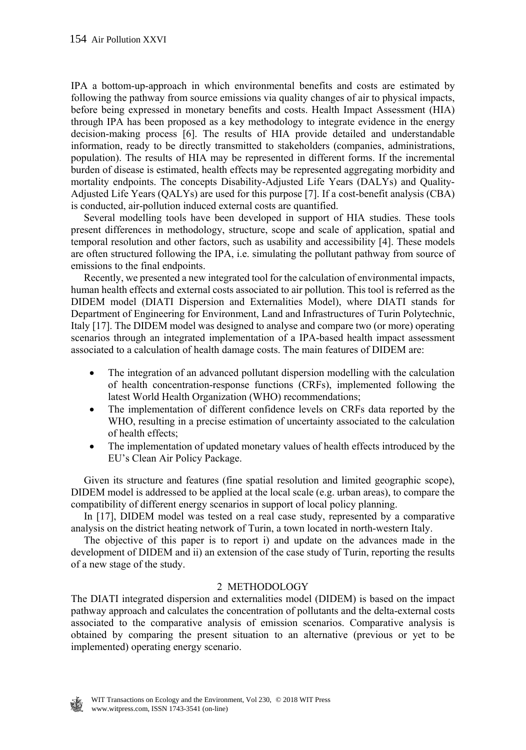IPA a bottom-up-approach in which environmental benefits and costs are estimated by following the pathway from source emissions via quality changes of air to physical impacts, before being expressed in monetary benefits and costs. Health Impact Assessment (HIA) through IPA has been proposed as a key methodology to integrate evidence in the energy decision-making process [6]. The results of HIA provide detailed and understandable information, ready to be directly transmitted to stakeholders (companies, administrations, population). The results of HIA may be represented in different forms. If the incremental burden of disease is estimated, health effects may be represented aggregating morbidity and mortality endpoints. The concepts Disability-Adjusted Life Years (DALYs) and Quality-Adjusted Life Years (QALYs) are used for this purpose [7]. If a cost-benefit analysis (CBA) is conducted, air-pollution induced external costs are quantified.

Several modelling tools have been developed in support of HIA studies. These tools present differences in methodology, structure, scope and scale of application, spatial and temporal resolution and other factors, such as usability and accessibility [4]. These models are often structured following the IPA, i.e. simulating the pollutant pathway from source of emissions to the final endpoints.

Recently, we presented a new integrated tool for the calculation of environmental impacts, human health effects and external costs associated to air pollution. This tool is referred as the DIDEM model (DIATI Dispersion and Externalities Model), where DIATI stands for Department of Engineering for Environment, Land and Infrastructures of Turin Polytechnic, Italy [17]. The DIDEM model was designed to analyse and compare two (or more) operating scenarios through an integrated implementation of a IPA-based health impact assessment associated to a calculation of health damage costs. The main features of DIDEM are:

- The integration of an advanced pollutant dispersion modelling with the calculation of health concentration-response functions (CRFs), implemented following the latest World Health Organization (WHO) recommendations;
- The implementation of different confidence levels on CRFs data reported by the WHO, resulting in a precise estimation of uncertainty associated to the calculation of health effects;
- The implementation of updated monetary values of health effects introduced by the EU's Clean Air Policy Package.

Given its structure and features (fine spatial resolution and limited geographic scope), DIDEM model is addressed to be applied at the local scale (e.g. urban areas), to compare the compatibility of different energy scenarios in support of local policy planning.

In [17], DIDEM model was tested on a real case study, represented by a comparative analysis on the district heating network of Turin, a town located in north-western Italy.

The objective of this paper is to report i) and update on the advances made in the development of DIDEM and ii) an extension of the case study of Turin, reporting the results of a new stage of the study.

## 2 METHODOLOGY

The DIATI integrated dispersion and externalities model (DIDEM) is based on the impact pathway approach and calculates the concentration of pollutants and the delta-external costs associated to the comparative analysis of emission scenarios. Comparative analysis is obtained by comparing the present situation to an alternative (previous or yet to be implemented) operating energy scenario.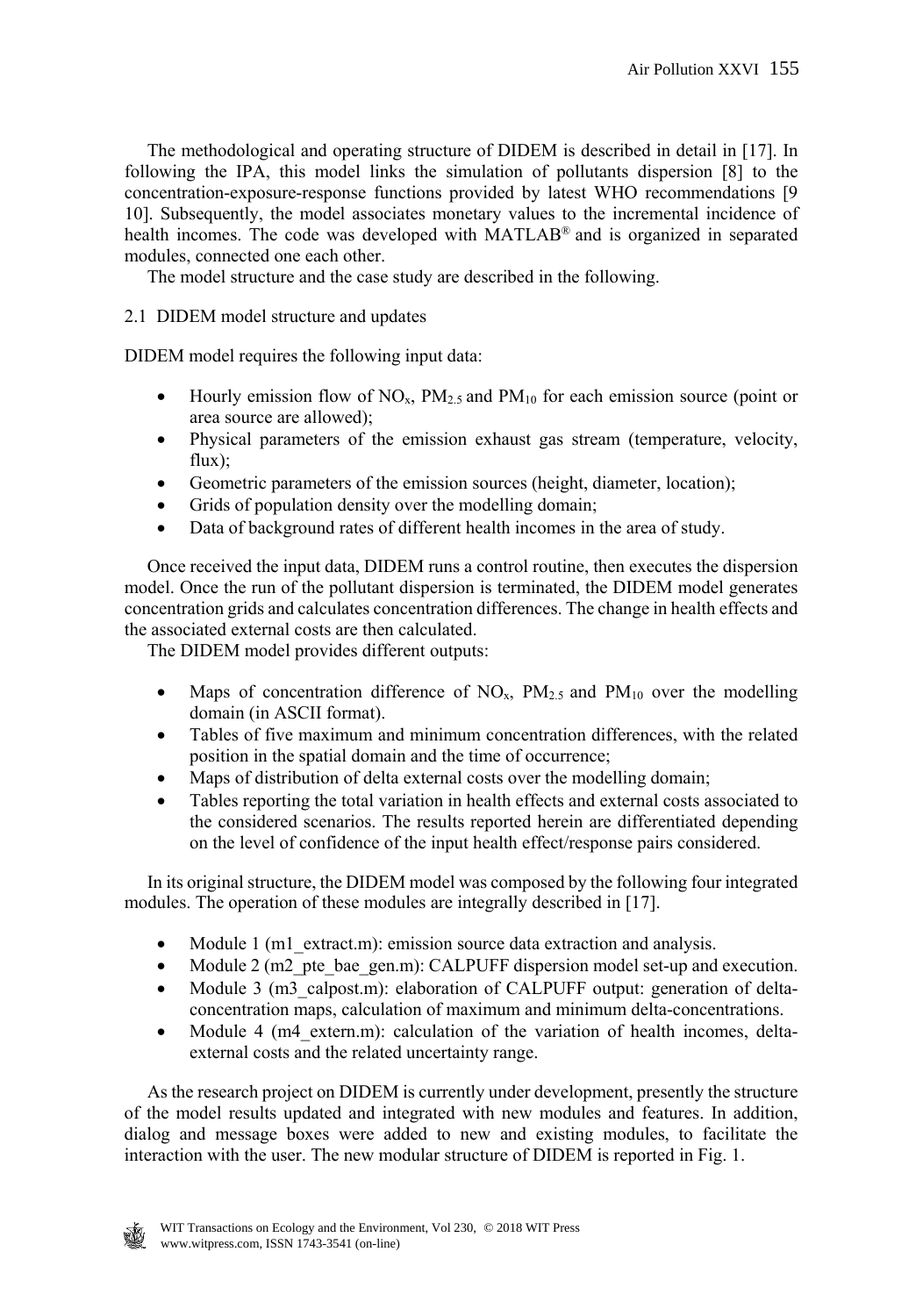The methodological and operating structure of DIDEM is described in detail in [17]. In following the IPA, this model links the simulation of pollutants dispersion [8] to the concentration-exposure-response functions provided by latest WHO recommendations [9 10]. Subsequently, the model associates monetary values to the incremental incidence of health incomes. The code was developed with MATLAB® and is organized in separated modules, connected one each other.

The model structure and the case study are described in the following.

## 2.1 DIDEM model structure and updates

DIDEM model requires the following input data:

- Hourly emission flow of $NO_x$, $PM_{2.5}$ and $PM_{10}$ for each emission source (point or area source are allowed);
- Physical parameters of the emission exhaust gas stream (temperature, velocity, flux);
- Geometric parameters of the emission sources (height, diameter, location);
- Grids of population density over the modelling domain;
- Data of background rates of different health incomes in the area of study.

Once received the input data, DIDEM runs a control routine, then executes the dispersion model. Once the run of the pollutant dispersion is terminated, the DIDEM model generates concentration grids and calculates concentration differences. The change in health effects and the associated external costs are then calculated.

The DIDEM model provides different outputs:

- Maps of concentration difference of $NO_x$, $PM_{2.5}$ and $PM_{10}$ over the modelling domain (in ASCII format).
- Tables of five maximum and minimum concentration differences, with the related position in the spatial domain and the time of occurrence;
- Maps of distribution of delta external costs over the modelling domain;
- Tables reporting the total variation in health effects and external costs associated to the considered scenarios. The results reported herein are differentiated depending on the level of confidence of the input health effect/response pairs considered.

In its original structure, the DIDEM model was composed by the following four integrated modules. The operation of these modules are integrally described in [17].

- Module 1 (m1_extract.m): emission source data extraction and analysis.
- Module 2 (m2_pte_bae_gen.m): CALPUFF dispersion model set-up and execution.
- Module 3 (m3_calpost.m): elaboration of CALPUFF output: generation of delta-concentration maps, calculation of maximum and minimum delta-concentrations.
- Module 4 (m4_extern.m): calculation of the variation of health incomes, delta-external costs and the related uncertainty range.

As the research project on DIDEM is currently under development, presently the structure of the model results updated and integrated with new modules and features. In addition, dialog and message boxes were added to new and existing modules, to facilitate the interaction with the user. The new modular structure of DIDEM is reported in Fig. 1.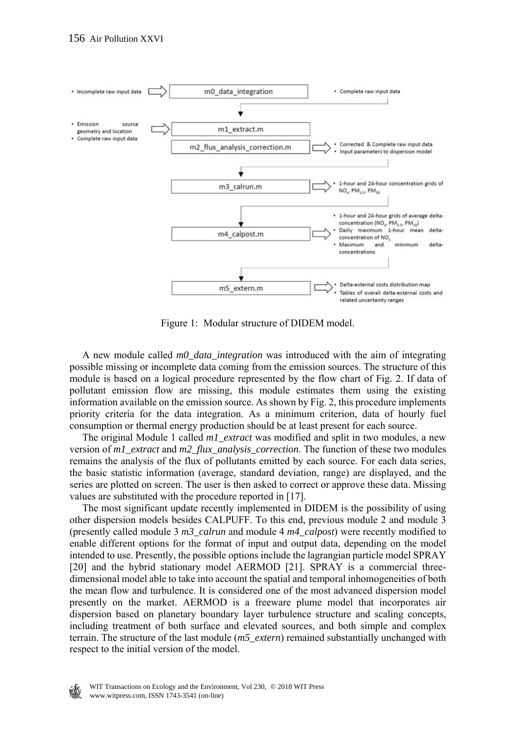Figure 1: Modular structure of DIDEM model.

A new module called *m0_data_integration* was introduced with the aim of integrating possible missing or incomplete data coming from the emission sources. The structure of this module is based on a logical procedure represented by the flow chart of Fig. 2. If data of pollutant emission flow are missing, this module estimates them using the existing information available on the emission source. As shown by Fig. 2, this procedure implements priority criteria for the data integration. As a minimum criterion, data of hourly fuel consumption or thermal energy production should be at least present for each source.

The original Module 1 called *m1_extract* was modified and split in two modules, a new version of *m1_extract* and *m2_flux_analysis_correction*. The function of these two modules remains the analysis of the flux of pollutants emitted by each source. For each data series, the basic statistic information (average, standard deviation, range) are displayed, and the series are plotted on screen. The user is then asked to correct or approve these data. Missing values are substituted with the procedure reported in [17].

The most significant update recently implemented in DIDEM is the possibility of using other dispersion models besides CALPUFF. To this end, previous module 2 and module 3 (presently called module 3 *m3_calrun* and module 4 *m4_calpost*) were recently modified to enable different options for the format of input and output data, depending on the model intended to use. Presently, the possible options include the lagrangian particle model SPRAY [20] and the hybrid stationary model AERMOD [21]. SPRAY is a commercial three-dimensional model able to take into account the spatial and temporal inhomogeneities of both the mean flow and turbulence. It is considered one of the most advanced dispersion model presently on the market. AERMOD is a freeware plume model that incorporates air dispersion based on planetary boundary layer turbulence structure and scaling concepts, including treatment of both surface and elevated sources, and both simple and complex terrain. The structure of the last module (*m5_extern*) remained substantially unchanged with respect to the initial version of the model.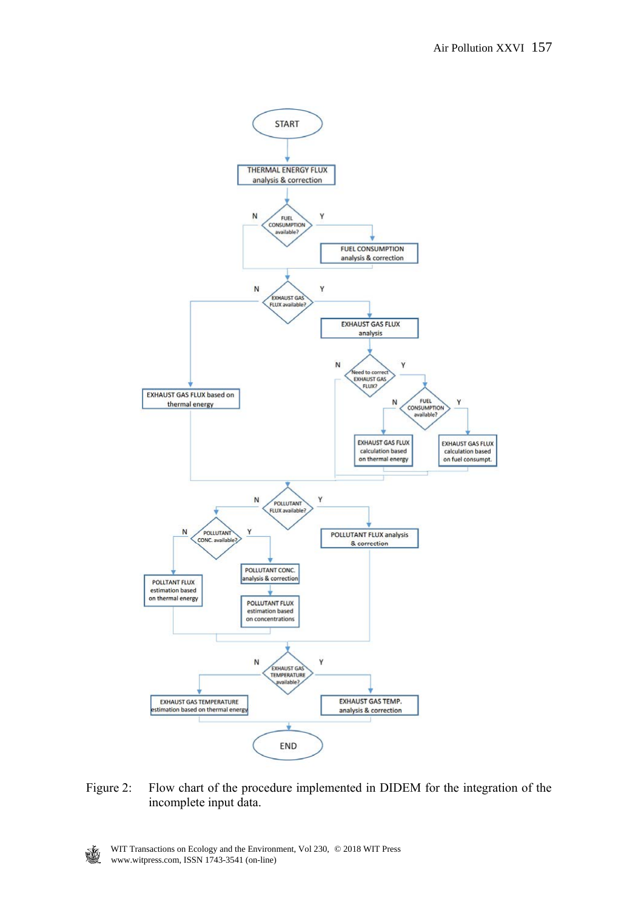Figure 2: Flow chart of the procedure implemented in DIDEM for the integration of the incomplete input data.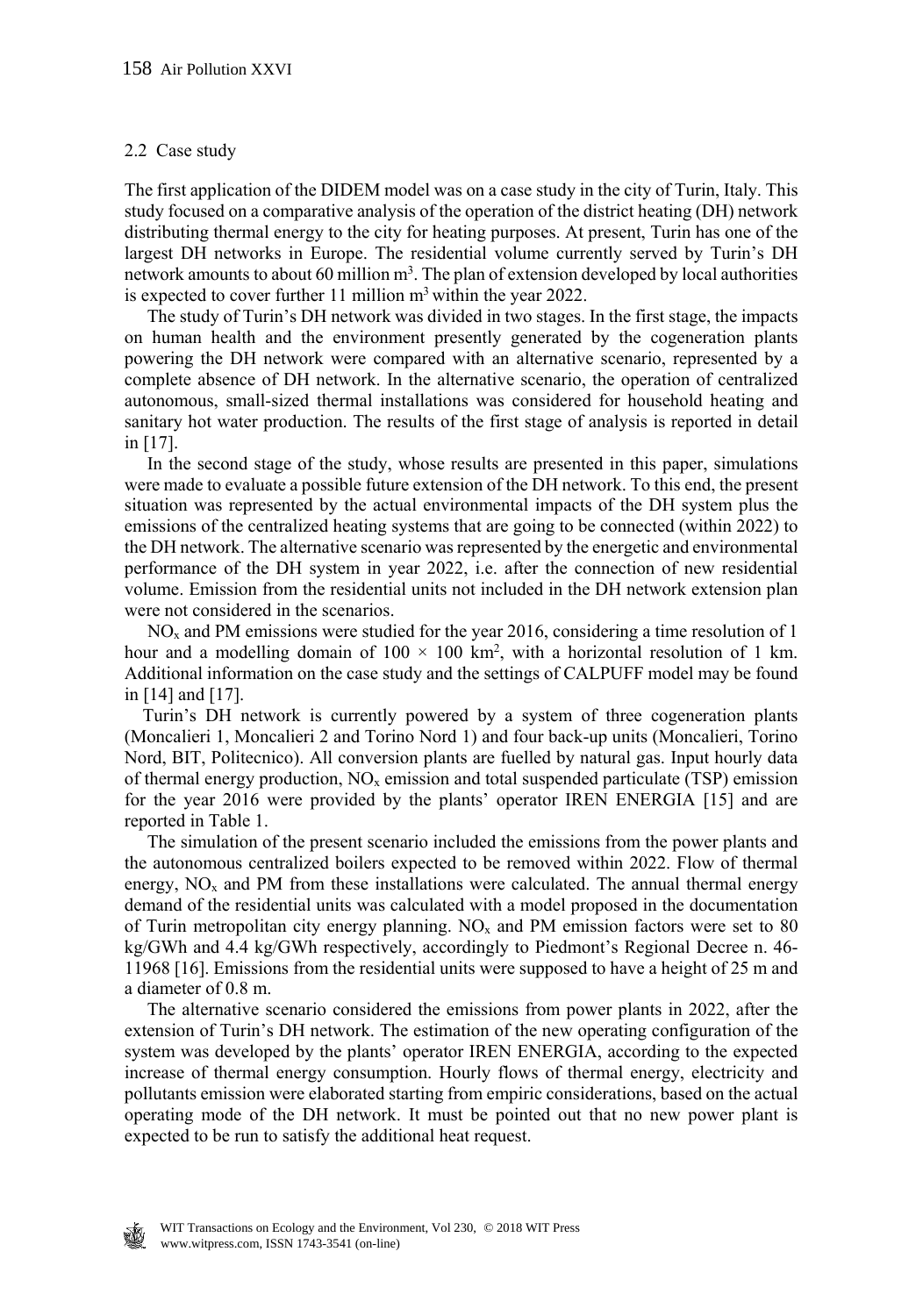### 2.2 Case study

The first application of the DIDEM model was on a case study in the city of Turin, Italy. This study focused on a comparative analysis of the operation of the district heating (DH) network distributing thermal energy to the city for heating purposes. At present, Turin has one of the largest DH networks in Europe. The residential volume currently served by Turin's DH network amounts to about 60 million $m^3$. The plan of extension developed by local authorities is expected to cover further 11 million $m^3$ within the year 2022.

The study of Turin's DH network was divided in two stages. In the first stage, the impacts on human health and the environment presently generated by the cogeneration plants powering the DH network were compared with an alternative scenario, represented by a complete absence of DH network. In the alternative scenario, the operation of centralized autonomous, small-sized thermal installations was considered for household heating and sanitary hot water production. The results of the first stage of analysis is reported in detail in [17].

In the second stage of the study, whose results are presented in this paper, simulations were made to evaluate a possible future extension of the DH network. To this end, the present situation was represented by the actual environmental impacts of the DH system plus the emissions of the centralized heating systems that are going to be connected (within 2022) to the DH network. The alternative scenario was represented by the energetic and environmental performance of the DH system in year 2022, i.e. after the connection of new residential volume. Emission from the residential units not included in the DH network extension plan were not considered in the scenarios.

$NO_x$ and PM emissions were studied for the year 2016, considering a time resolution of 1 hour and a modelling domain of $100 \times 100$ km$^2$, with a horizontal resolution of 1 km. Additional information on the case study and the settings of CALPUFF model may be found in [14] and [17].

Turin's DH network is currently powered by a system of three cogeneration plants (Moncalieri 1, Moncalieri 2 and Torino Nord 1) and four back-up units (Moncalieri, Torino Nord, BIT, Politecnico). All conversion plants are fuelled by natural gas. Input hourly data of thermal energy production, $NO_x$ emission and total suspended particulate (TSP) emission for the year 2016 were provided by the plants' operator IREN ENERGIA [15] and are reported in Table 1.

The simulation of the present scenario included the emissions from the power plants and the autonomous centralized boilers expected to be removed within 2022. Flow of thermal energy, $NO_x$ and PM from these installations were calculated. The annual thermal energy demand of the residential units was calculated with a model proposed in the documentation of Turin metropolitan city energy planning. $NO_x$ and PM emission factors were set to 80 kg/GWh and 4.4 kg/GWh respectively, accordingly to Piedmont's Regional Decree n. 46-11968 [16]. Emissions from the residential units were supposed to have a height of 25 m and a diameter of 0.8 m.

The alternative scenario considered the emissions from power plants in 2022, after the extension of Turin's DH network. The estimation of the new operating configuration of the system was developed by the plants' operator IREN ENERGIA, according to the expected increase of thermal energy consumption. Hourly flows of thermal energy, electricity and pollutants emission were elaborated starting from empiric considerations, based on the actual operating mode of the DH network. It must be pointed out that no new power plant is expected to be run to satisfy the additional heat request.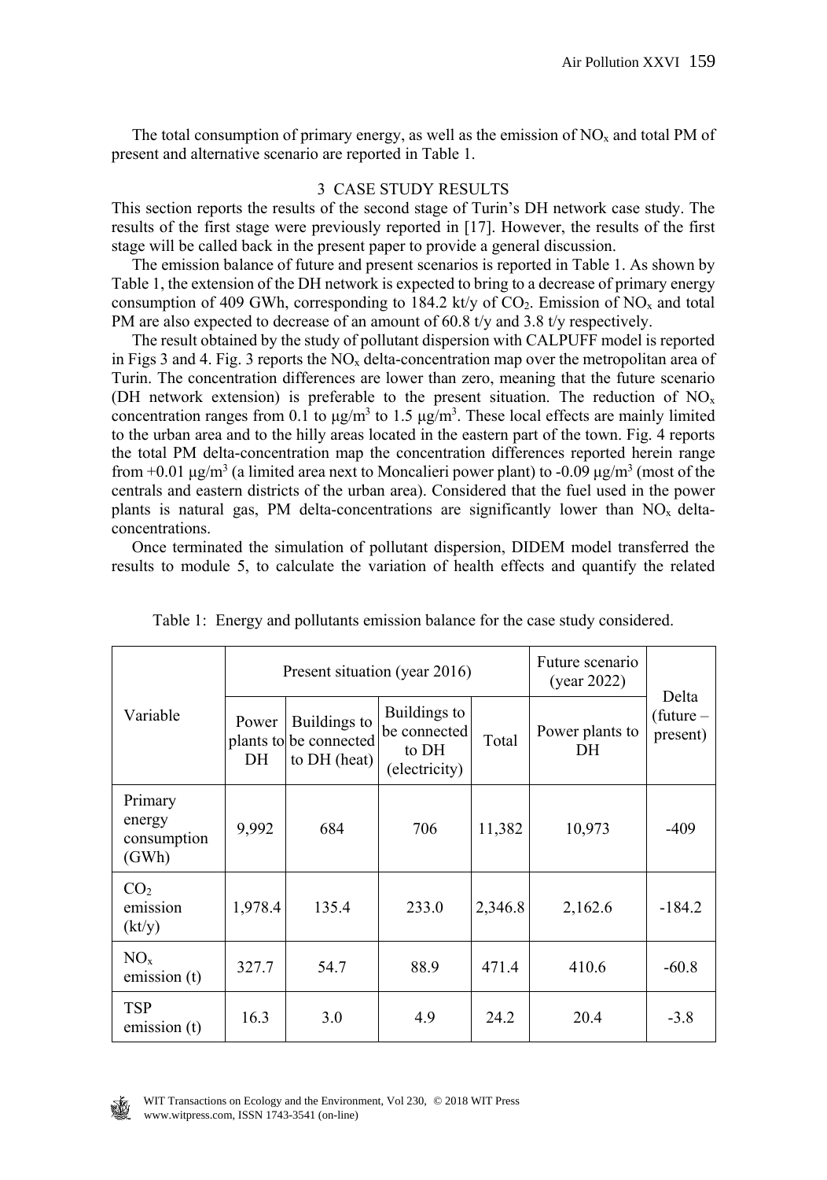The total consumption of primary energy, as well as the emission of $NO_x$ and total PM of present and alternative scenario are reported in Table 1.

## 3 CASE STUDY RESULTS

This section reports the results of the second stage of Turin's DH network case study. The results of the first stage were previously reported in [17]. However, the results of the first stage will be called back in the present paper to provide a general discussion.

The emission balance of future and present scenarios is reported in Table 1. As shown by Table 1, the extension of the DH network is expected to bring to a decrease of primary energy consumption of 409 GWh, corresponding to 184.2 kt/y of $CO_2$. Emission of $NO_x$ and total PM are also expected to decrease of an amount of 60.8 t/y and 3.8 t/y respectively.

The result obtained by the study of pollutant dispersion with CALPUFF model is reported in Figs 3 and 4. Fig. 3 reports the $NO_x$ delta-concentration map over the metropolitan area of Turin. The concentration differences are lower than zero, meaning that the future scenario (DH network extension) is preferable to the present situation. The reduction of $NO_x$ concentration ranges from 0.1 to $\mu g/m^3$ to 1.5 $\mu g/m^3$. These local effects are mainly limited to the urban area and to the hilly areas located in the eastern part of the town. Fig. 4 reports the total PM delta-concentration map the concentration differences reported herein range from +0.01 $\mu g/m^3$ (a limited area next to Moncalieri power plant) to -0.09 $\mu g/m^3$ (most of the centrals and eastern districts of the urban area). Considered that the fuel used in the power plants is natural gas, PM delta-concentrations are significantly lower than $NO_x$ delta-concentrations.

Once terminated the simulation of pollutant dispersion, DIDEM model transferred the results to module 5, to calculate the variation of health effects and quantify the related

Table 1: Energy and pollutants emission balance for the case study considered.

| Variable | Present situation (year 2016) | | | | Future scenario (year 2022) | Delta (future – present) |
|---|---|---|---|---|---|---|
| | Power plants to DH | Buildings to be connected to DH (heat) | Buildings to be connected to DH (electricity) | Total | Power plants to DH | |
| Primary energy consumption (GWh) | 9,992 | 684 | 706 | 11,382 | 10,973 | -409 |
| $CO_2$ emission (kt/y) | 1,978.4 | 135.4 | 233.0 | 2,346.8 | 2,162.6 | -184.2 |
| $NO_x$ emission (t) | 327.7 | 54.7 | 88.9 | 471.4 | 410.6 | -60.8 |
| TSP emission (t) | 16.3 | 3.0 | 4.9 | 24.2 | 20.4 | -3.8 |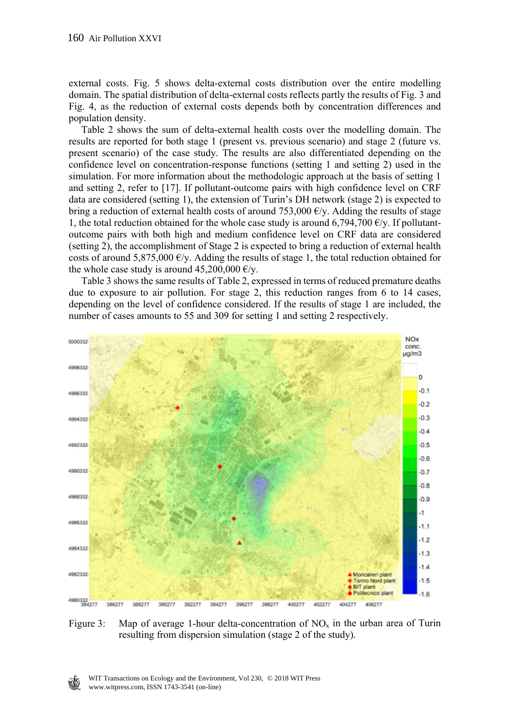external costs. Fig. 5 shows delta-external costs distribution over the entire modelling domain. The spatial distribution of delta-external costs reflects partly the results of Fig. 3 and Fig. 4, as the reduction of external costs depends both by concentration differences and population density.

Table 2 shows the sum of delta-external health costs over the modelling domain. The results are reported for both stage 1 (present vs. previous scenario) and stage 2 (future vs. present scenario) of the case study. The results are also differentiated depending on the confidence level on concentration-response functions (setting 1 and setting 2) used in the simulation. For more information about the methodologic approach at the basis of setting 1 and setting 2, refer to [17]. If pollutant-outcome pairs with high confidence level on CRF data are considered (setting 1), the extension of Turin's DH network (stage 2) is expected to bring a reduction of external health costs of around 753,000 €/y. Adding the results of stage 1, the total reduction obtained for the whole case study is around 6,794,700 €/y. If pollutant-outcome pairs with both high and medium confidence level on CRF data are considered (setting 2), the accomplishment of Stage 2 is expected to bring a reduction of external health costs of around 5,875,000 €/y. Adding the results of stage 1, the total reduction obtained for the whole case study is around 45,200,000 €/y.

Table 3 shows the same results of Table 2, expressed in terms of reduced premature deaths due to exposure to air pollution. For stage 2, this reduction ranges from 6 to 14 cases, depending on the level of confidence considered. If the results of stage 1 are included, the number of cases amounts to 55 and 309 for setting 1 and setting 2 respectively.

Figure 3: Map of average 1-hour delta-concentration of $NO_x$ in the urban area of Turin resulting from dispersion simulation (stage 2 of the study).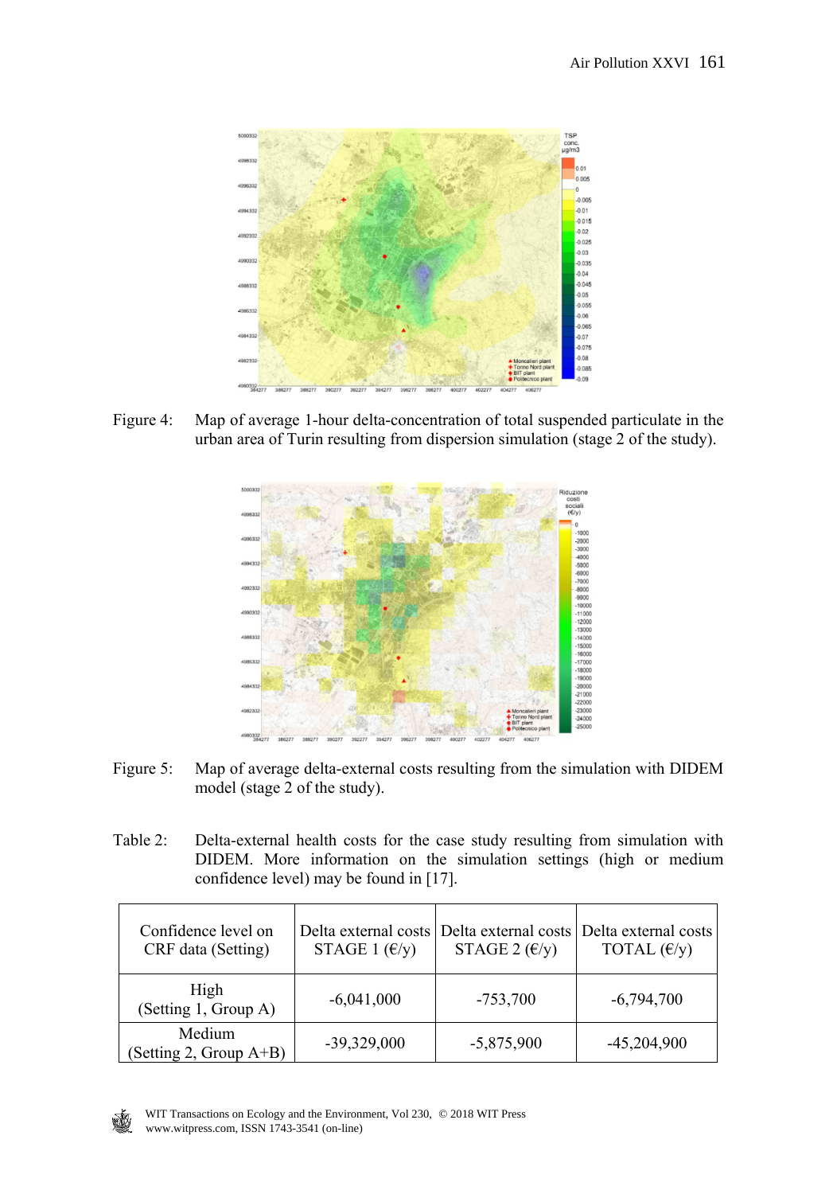Figure 4: Map of average 1-hour delta-concentration of total suspended particulate in the urban area of Turin resulting from dispersion simulation (stage 2 of the study).

Figure 5: Map of average delta-external costs resulting from the simulation with DIDEM model (stage 2 of the study).

Table 2: Delta-external health costs for the case study resulting from simulation with DIDEM. More information on the simulation settings (high or medium confidence level) may be found in [17].

| Confidence level on CRF data (Setting) | Delta external costs STAGE 1 (€/y) | Delta external costs STAGE 2 (€/y) | Delta external costs TOTAL (€/y) |
|---|---|---|---|
| High (Setting 1, Group A) | -6,041,000 | -753,700 | -6,794,700 |
| Medium (Setting 2, Group A+B) | -39,329,000 | -5,875,900 | -45,204,900 |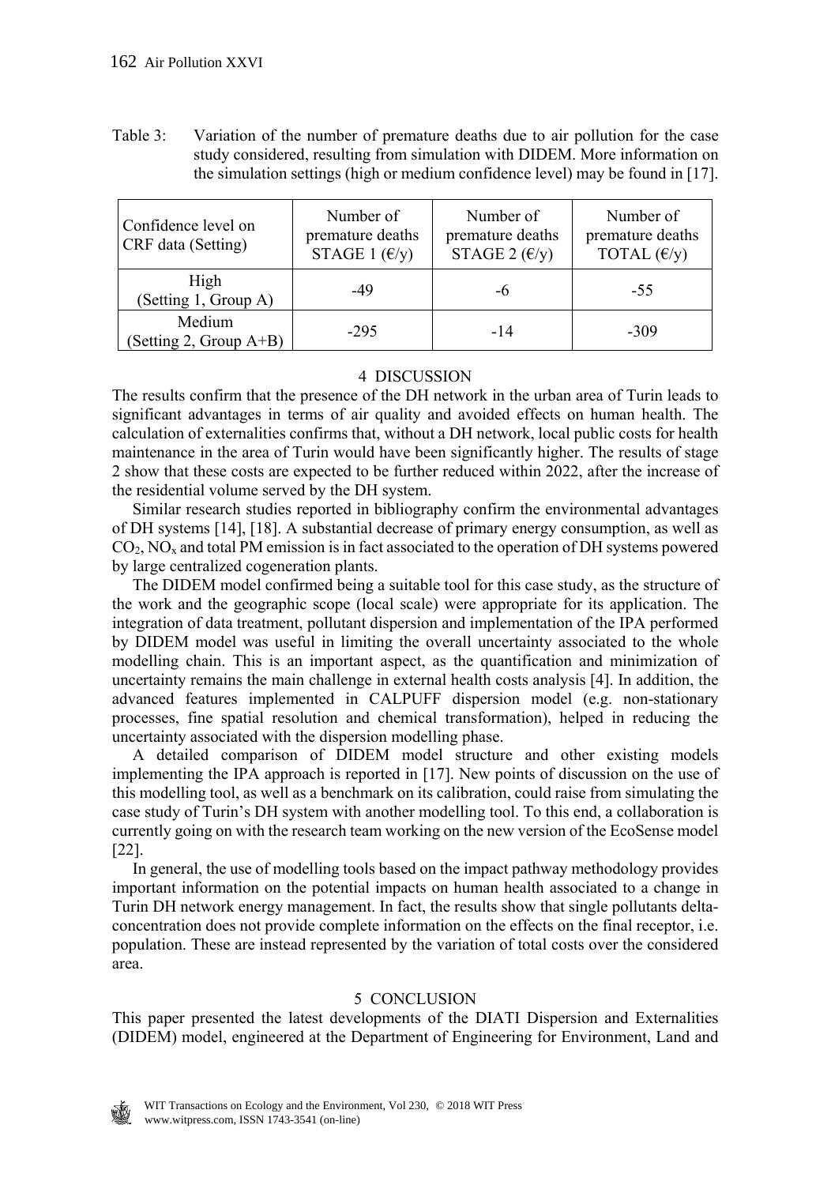Table 3: Variation of the number of premature deaths due to air pollution for the case study considered, resulting from simulation with DIDEM. More information on the simulation settings (high or medium confidence level) may be found in [17].

| Confidence level on CRF data (Setting) | Number of premature deaths STAGE 1 (€/y) | Number of premature deaths STAGE 2 (€/y) | Number of premature deaths TOTAL (€/y) |
| --- | --- | --- | --- |
| High (Setting 1, Group A) | -49 | -6 | -55 |
| Medium (Setting 2, Group A+B) | -295 | -14 | -309 |

## 4 DISCUSSION

The results confirm that the presence of the DH network in the urban area of Turin leads to significant advantages in terms of air quality and avoided effects on human health. The calculation of externalities confirms that, without a DH network, local public costs for health maintenance in the area of Turin would have been significantly higher. The results of stage 2 show that these costs are expected to be further reduced within 2022, after the increase of the residential volume served by the DH system.

Similar research studies reported in bibliography confirm the environmental advantages of DH systems [14], [18]. A substantial decrease of primary energy consumption, as well as $CO_2$, $NO_x$ and total PM emission is in fact associated to the operation of DH systems powered by large centralized cogeneration plants.

The DIDEM model confirmed being a suitable tool for this case study, as the structure of the work and the geographic scope (local scale) were appropriate for its application. The integration of data treatment, pollutant dispersion and implementation of the IPA performed by DIDEM model was useful in limiting the overall uncertainty associated to the whole modelling chain. This is an important aspect, as the quantification and minimization of uncertainty remains the main challenge in external health costs analysis [4]. In addition, the advanced features implemented in CALPUFF dispersion model (e.g. non-stationary processes, fine spatial resolution and chemical transformation), helped in reducing the uncertainty associated with the dispersion modelling phase.

A detailed comparison of DIDEM model structure and other existing models implementing the IPA approach is reported in [17]. New points of discussion on the use of this modelling tool, as well as a benchmark on its calibration, could raise from simulating the case study of Turin's DH system with another modelling tool. To this end, a collaboration is currently going on with the research team working on the new version of the EcoSense model [22].

In general, the use of modelling tools based on the impact pathway methodology provides important information on the potential impacts on human health associated to a change in Turin DH network energy management. In fact, the results show that single pollutants delta-concentration does not provide complete information on the effects on the final receptor, i.e. population. These are instead represented by the variation of total costs over the considered area.

## 5 CONCLUSION

This paper presented the latest developments of the DIATI Dispersion and Externalities (DIDEM) model, engineered at the Department of Engineering for Environment, Land and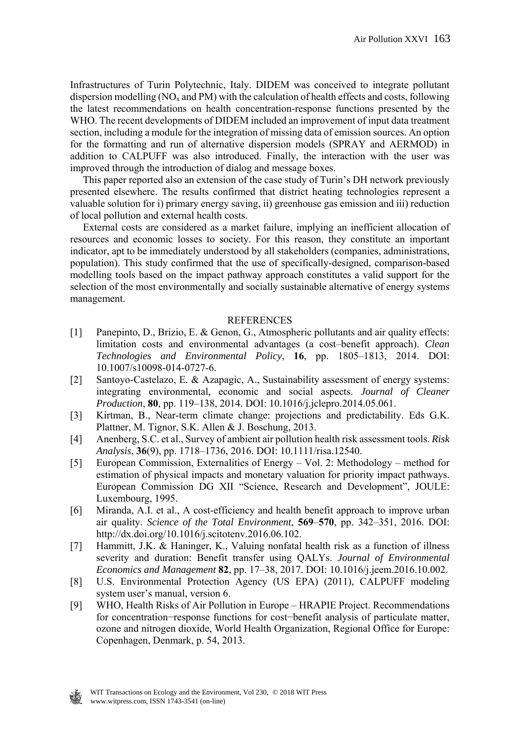Infrastructures of Turin Polytechnic, Italy. DIDEM was conceived to integrate pollutant dispersion modelling ($NO_x$ and PM) with the calculation of health effects and costs, following the latest recommendations on health concentration-response functions presented by the WHO. The recent developments of DIDEM included an improvement of input data treatment section, including a module for the integration of missing data of emission sources. An option for the formatting and run of alternative dispersion models (SPRAY and AERMOD) in addition to CALPUFF was also introduced. Finally, the interaction with the user was improved through the introduction of dialog and message boxes.

This paper reported also an extension of the case study of Turin's DH network previously presented elsewhere. The results confirmed that district heating technologies represent a valuable solution for i) primary energy saving, ii) greenhouse gas emission and iii) reduction of local pollution and external health costs.

External costs are considered as a market failure, implying an inefficient allocation of resources and economic losses to society. For this reason, they constitute an important indicator, apt to be immediately understood by all stakeholders (companies, administrations, population). This study confirmed that the use of specifically-designed, comparison-based modelling tools based on the impact pathway approach constitutes a valid support for the selection of the most environmentally and socially sustainable alternative of energy systems management.

## REFERENCES

[1] Panepinto, D., Brizio, E. & Genon, G., Atmospheric pollutants and air quality effects: limitation costs and environmental advantages (a cost–benefit approach). *Clean Technologies and Environmental Policy*, **16**, pp. 1805–1813, 2014. DOI: 10.1007/s10098-014-0727-6.

[2] Santoyo-Castelazo, E. & Azapagic, A., Sustainability assessment of energy systems: integrating environmental, economic and social aspects. *Journal of Cleaner Production*, **80**, pp. 119–138, 2014. DOI: 10.1016/j.jclepro.2014.05.061.

[3] Kirtman, B., Near-term climate change: projections and predictability. Eds G.K. Plattner, M. Tignor, S.K. Allen & J. Boschung, 2013.

[4] Anenberg, S.C. et al., Survey of ambient air pollution health risk assessment tools. *Risk Analysis*, **36**(9), pp. 1718–1736, 2016. DOI: 10.1111/risa.12540.

[5] European Commission, Externalities of Energy – Vol. 2: Methodology – method for estimation of physical impacts and monetary valuation for priority impact pathways. European Commission DG XII "Science, Research and Development", JOULE: Luxembourg, 1995.

[6] Miranda, A.I. et al., A cost-efficiency and health benefit approach to improve urban air quality. *Science of the Total Environment*, **569**–**570**, pp. 342–351, 2016. DOI: http://dx.doi.org/10.1016/j.scitotenv.2016.06.102.

[7] Hammitt, J.K. & Haninger, K., Valuing nonfatal health risk as a function of illness severity and duration: Benefit transfer using QALYs. *Journal of Environmental Economics and Management* **82**, pp. 17–38, 2017. DOI: 10.1016/j.jeem.2016.10.002.

[8] U.S. Environmental Protection Agency (US EPA) (2011), CALPUFF modeling system user's manual, version 6.

[9] WHO, Health Risks of Air Pollution in Europe – HRAPIE Project. Recommendations for concentration−response functions for cost−benefit analysis of particulate matter, ozone and nitrogen dioxide, World Health Organization, Regional Office for Europe: Copenhagen, Denmark, p. 54, 2013.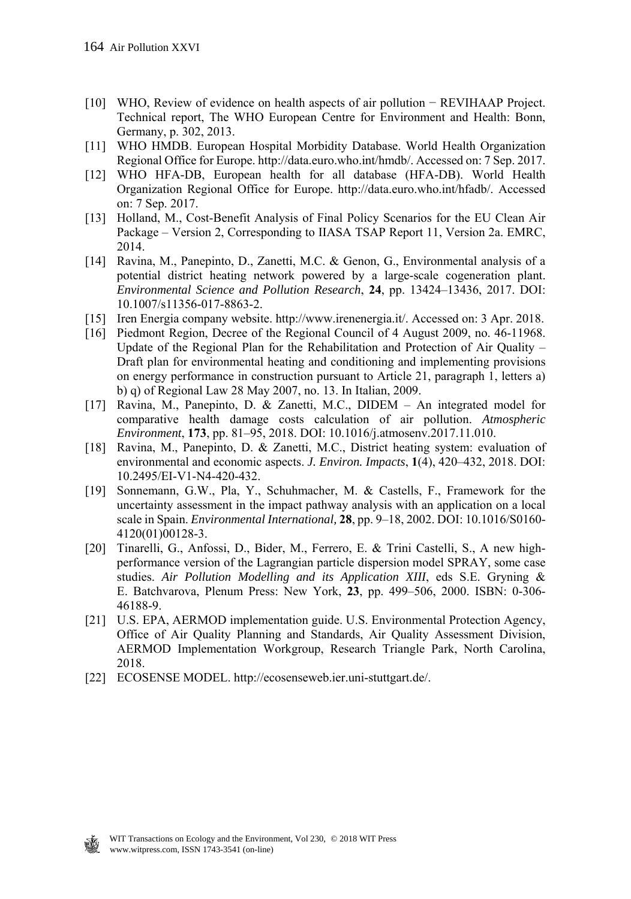[10] WHO, Review of evidence on health aspects of air pollution − REVIHAAP Project. Technical report, The WHO European Centre for Environment and Health: Bonn, Germany, p. 302, 2013.

[11] WHO HMDB. European Hospital Morbidity Database. World Health Organization Regional Office for Europe. http://data.euro.who.int/hmdb/. Accessed on: 7 Sep. 2017.

[12] WHO HFA-DB, European health for all database (HFA-DB). World Health Organization Regional Office for Europe. http://data.euro.who.int/hfadb/. Accessed on: 7 Sep. 2017.

[13] Holland, M., Cost-Benefit Analysis of Final Policy Scenarios for the EU Clean Air Package – Version 2, Corresponding to IIASA TSAP Report 11, Version 2a. EMRC, 2014.

[14] Ravina, M., Panepinto, D., Zanetti, M.C. & Genon, G., Environmental analysis of a potential district heating network powered by a large-scale cogeneration plant. *Environmental Science and Pollution Research*, **24**, pp. 13424–13436, 2017. DOI: 10.1007/s11356-017-8863-2.

[15] Iren Energia company website. http://www.irenenergia.it/. Accessed on: 3 Apr. 2018.

[16] Piedmont Region, Decree of the Regional Council of 4 August 2009, no. 46-11968. Update of the Regional Plan for the Rehabilitation and Protection of Air Quality – Draft plan for environmental heating and conditioning and implementing provisions on energy performance in construction pursuant to Article 21, paragraph 1, letters a) b) q) of Regional Law 28 May 2007, no. 13. In Italian, 2009.

[17] Ravina, M., Panepinto, D. & Zanetti, M.C., DIDEM – An integrated model for comparative health damage costs calculation of air pollution. *Atmospheric Environment*, **173**, pp. 81–95, 2018. DOI: 10.1016/j.atmosenv.2017.11.010.

[18] Ravina, M., Panepinto, D. & Zanetti, M.C., District heating system: evaluation of environmental and economic aspects. *J. Environ. Impacts*, **1**(4), 420–432, 2018. DOI: 10.2495/EI-V1-N4-420-432.

[19] Sonnemann, G.W., Pla, Y., Schuhmacher, M. & Castells, F., Framework for the uncertainty assessment in the impact pathway analysis with an application on a local scale in Spain. *Environmental International,* **28**, pp. 9–18, 2002. DOI: 10.1016/S0160-4120(01)00128-3.

[20] Tinarelli, G., Anfossi, D., Bider, M., Ferrero, E. & Trini Castelli, S., A new high-performance version of the Lagrangian particle dispersion model SPRAY, some case studies. *Air Pollution Modelling and its Application XIII*, eds S.E. Gryning & E. Batchvarova, Plenum Press: New York, **23**, pp. 499–506, 2000. ISBN: 0-306-46188-9.

[21] U.S. EPA, AERMOD implementation guide. U.S. Environmental Protection Agency, Office of Air Quality Planning and Standards, Air Quality Assessment Division, AERMOD Implementation Workgroup, Research Triangle Park, North Carolina, 2018.

[22] ECOSENSE MODEL. http://ecosenseweb.ier.uni-stuttgart.de/.